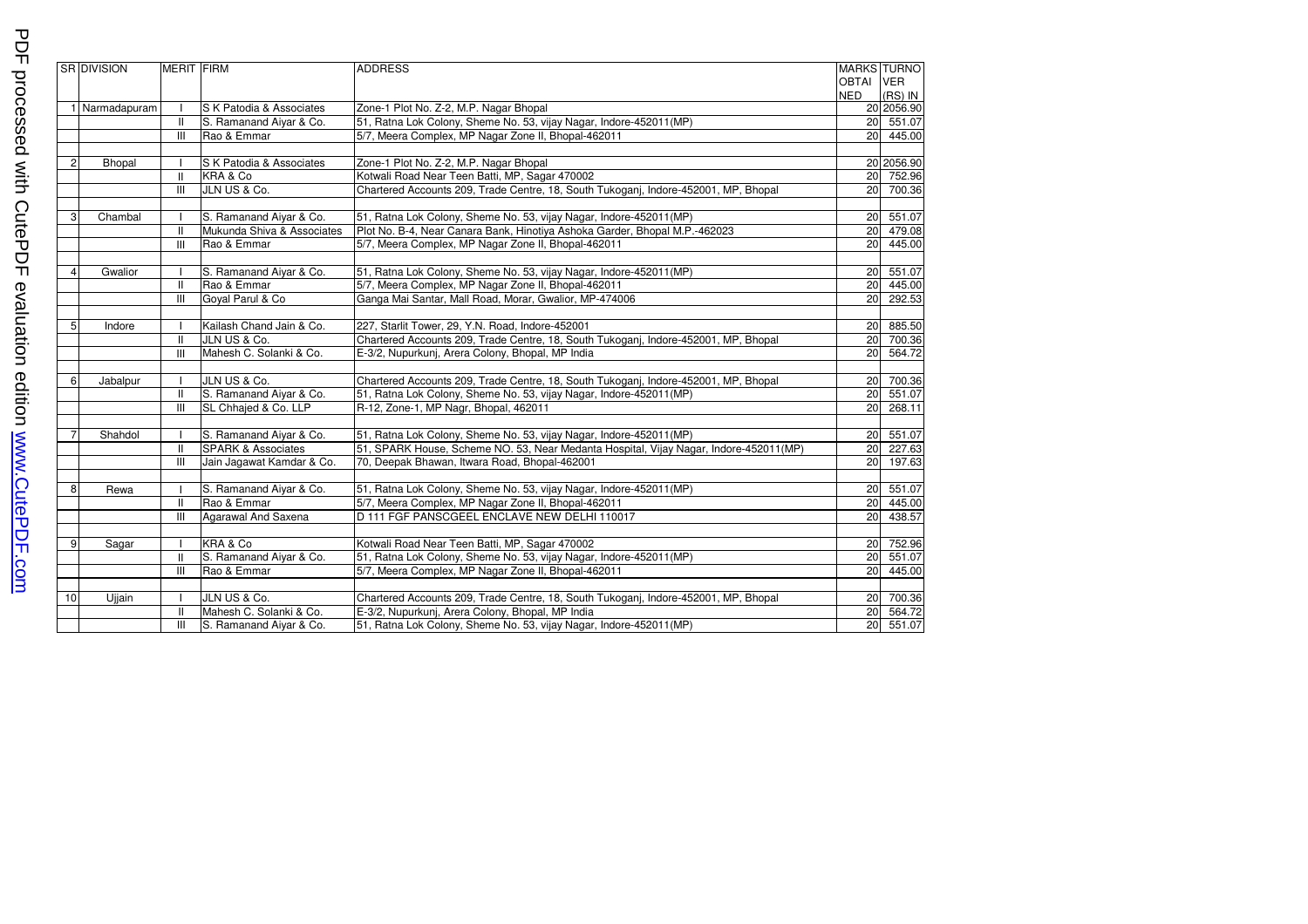| SR | DIVISION | MERIT | FIRM | ADDRESS | MARKS OBTAINED | TURNOVER (RS) IN |
|---|---|---|---|---|---|---|
| 1 | Narmadapuram | I | S K Patodia & Associates | Zone-1 Plot No. Z-2, M.P. Nagar Bhopal | 20 | 2056.90 |
| | | II | S. Ramanand Aiyar & Co. | 51, Ratna Lok Colony, Sheme No. 53, vijay Nagar, Indore-452011(MP) | 20 | 551.07 |
| | | III | Rao & Emmar | 5/7, Meera Complex, MP Nagar Zone II, Bhopal-462011 | 20 | 445.00 |
| | | | | | | |
| 2 | Bhopal | I | S K Patodia & Associates | Zone-1 Plot No. Z-2, M.P. Nagar Bhopal | 20 | 2056.90 |
| | | II | KRA & Co | Kotwali Road Near Teen Batti, MP, Sagar 470002 | 20 | 752.96 |
| | | III | JLN US & Co. | Chartered Accounts 209, Trade Centre, 18, South Tukoganj, Indore-452001, MP, Bhopal | 20 | 700.36 |
| | | | | | | |
| 3 | Chambal | I | S. Ramanand Aiyar & Co. | 51, Ratna Lok Colony, Sheme No. 53, vijay Nagar, Indore-452011(MP) | 20 | 551.07 |
| | | II | Mukunda Shiva & Associates | Plot No. B-4, Near Canara Bank, Hinotiya Ashoka Garder, Bhopal M.P.-462023 | 20 | 479.08 |
| | | III | Rao & Emmar | 5/7, Meera Complex, MP Nagar Zone II, Bhopal-462011 | 20 | 445.00 |
| | | | | | | |
| 4 | Gwalior | I | S. Ramanand Aiyar & Co. | 51, Ratna Lok Colony, Sheme No. 53, vijay Nagar, Indore-452011(MP) | 20 | 551.07 |
| | | II | Rao & Emmar | 5/7, Meera Complex, MP Nagar Zone II, Bhopal-462011 | 20 | 445.00 |
| | | III | Goyal Parul & Co | Ganga Mai Santar, Mall Road, Morar, Gwalior, MP-474006 | 20 | 292.53 |
| | | | | | | |
| 5 | Indore | I | Kailash Chand Jain & Co. | 227, Starlit Tower, 29, Y.N. Road, Indore-452001 | 20 | 885.50 |
| | | II | JLN US & Co. | Chartered Accounts 209, Trade Centre, 18, South Tukoganj, Indore-452001, MP, Bhopal | 20 | 700.36 |
| | | III | Mahesh C. Solanki & Co. | E-3/2, Nupurkunj, Arera Colony, Bhopal, MP India | 20 | 564.72 |
| | | | | | | |
| 6 | Jabalpur | I | JLN US & Co. | Chartered Accounts 209, Trade Centre, 18, South Tukoganj, Indore-452001, MP, Bhopal | 20 | 700.36 |
| | | II | S. Ramanand Aiyar & Co. | 51, Ratna Lok Colony, Sheme No. 53, vijay Nagar, Indore-452011(MP) | 20 | 551.07 |
| | | III | SL Chhajed & Co. LLP | R-12, Zone-1, MP Nagr, Bhopal, 462011 | 20 | 268.11 |
| | | | | | | |
| 7 | Shahdol | I | S. Ramanand Aiyar & Co. | 51, Ratna Lok Colony, Sheme No. 53, vijay Nagar, Indore-452011(MP) | 20 | 551.07 |
| | | II | SPARK & Associates | 51, SPARK House, Scheme NO. 53, Near Medanta Hospital, Vijay Nagar, Indore-452011(MP) | 20 | 227.63 |
| | | III | Jain Jagawat Kamdar & Co. | 70, Deepak Bhawan, Itwara Road, Bhopal-462001 | 20 | 197.63 |
| | | | | | | |
| 8 | Rewa | I | S. Ramanand Aiyar & Co. | 51, Ratna Lok Colony, Sheme No. 53, vijay Nagar, Indore-452011(MP) | 20 | 551.07 |
| | | II | Rao & Emmar | 5/7, Meera Complex, MP Nagar Zone II, Bhopal-462011 | 20 | 445.00 |
| | | III | Agarawal And Saxena | D 111 FGF PANSCGEEL ENCLAVE NEW DELHI 110017 | 20 | 438.57 |
| | | | | | | |
| 9 | Sagar | I | KRA & Co | Kotwali Road Near Teen Batti, MP, Sagar 470002 | 20 | 752.96 |
| | | II | S. Ramanand Aiyar & Co. | 51, Ratna Lok Colony, Sheme No. 53, vijay Nagar, Indore-452011(MP) | 20 | 551.07 |
| | | III | Rao & Emmar | 5/7, Meera Complex, MP Nagar Zone II, Bhopal-462011 | 20 | 445.00 |
| | | | | | | |
| 10 | Ujjain | I | JLN US & Co. | Chartered Accounts 209, Trade Centre, 18, South Tukoganj, Indore-452001, MP, Bhopal | 20 | 700.36 |
| | | II | Mahesh C. Solanki & Co. | E-3/2, Nupurkunj, Arera Colony, Bhopal, MP India | 20 | 564.72 |
| | | III | S. Ramanand Aiyar & Co. | 51, Ratna Lok Colony, Sheme No. 53, vijay Nagar, Indore-452011(MP) | 20 | 551.07 |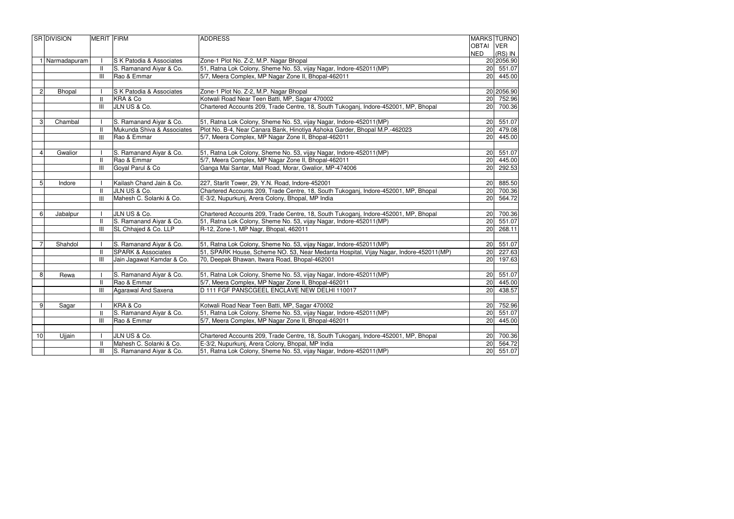| SR | DIVISION | MERIT | FIRM | ADDRESS | MARKS OBTAINED | TURNOVER (RS) IN |
|---|---|---|---|---|---|---|
| 1 | Narmadapuram | I | S K Patodia & Associates | Zone-1 Plot No. Z-2, M.P. Nagar Bhopal | 20 | 2056.90 |
| | | II | S. Ramanand Aiyar & Co. | 51, Ratna Lok Colony, Sheme No. 53, vijay Nagar, Indore-452011(MP) | 20 | 551.07 |
| | | III | Rao & Emmar | 5/7, Meera Complex, MP Nagar Zone II, Bhopal-462011 | 20 | 445.00 |
| | | | | | | |
| 2 | Bhopal | I | S K Patodia & Associates | Zone-1 Plot No. Z-2, M.P. Nagar Bhopal | 20 | 2056.90 |
| | | II | KRA & Co | Kotwali Road Near Teen Batti, MP, Sagar 470002 | 20 | 752.96 |
| | | III | JLN US & Co. | Chartered Accounts 209, Trade Centre, 18, South Tukoganj, Indore-452001, MP, Bhopal | 20 | 700.36 |
| | | | | | | |
| 3 | Chambal | I | S. Ramanand Aiyar & Co. | 51, Ratna Lok Colony, Sheme No. 53, vijay Nagar, Indore-452011(MP) | 20 | 551.07 |
| | | II | Mukunda Shiva & Associates | Plot No. B-4, Near Canara Bank, Hinotiya Ashoka Garder, Bhopal M.P.-462023 | 20 | 479.08 |
| | | III | Rao & Emmar | 5/7, Meera Complex, MP Nagar Zone II, Bhopal-462011 | 20 | 445.00 |
| | | | | | | |
| 4 | Gwalior | I | S. Ramanand Aiyar & Co. | 51, Ratna Lok Colony, Sheme No. 53, vijay Nagar, Indore-452011(MP) | 20 | 551.07 |
| | | II | Rao & Emmar | 5/7, Meera Complex, MP Nagar Zone II, Bhopal-462011 | 20 | 445.00 |
| | | III | Goyal Parul & Co | Ganga Mai Santar, Mall Road, Morar, Gwalior, MP-474006 | 20 | 292.53 |
| | | | | | | |
| 5 | Indore | I | Kailash Chand Jain & Co. | 227, Starlit Tower, 29, Y.N. Road, Indore-452001 | 20 | 885.50 |
| | | II | JLN US & Co. | Chartered Accounts 209, Trade Centre, 18, South Tukoganj, Indore-452001, MP, Bhopal | 20 | 700.36 |
| | | III | Mahesh C. Solanki & Co. | E-3/2, Nupurkunj, Arera Colony, Bhopal, MP India | 20 | 564.72 |
| | | | | | | |
| 6 | Jabalpur | I | JLN US & Co. | Chartered Accounts 209, Trade Centre, 18, South Tukoganj, Indore-452001, MP, Bhopal | 20 | 700.36 |
| | | II | S. Ramanand Aiyar & Co. | 51, Ratna Lok Colony, Sheme No. 53, vijay Nagar, Indore-452011(MP) | 20 | 551.07 |
| | | III | SL Chhajed & Co. LLP | R-12, Zone-1, MP Nagr, Bhopal, 462011 | 20 | 268.11 |
| | | | | | | |
| 7 | Shahdol | I | S. Ramanand Aiyar & Co. | 51, Ratna Lok Colony, Sheme No. 53, vijay Nagar, Indore-452011(MP) | 20 | 551.07 |
| | | II | SPARK & Associates | 51, SPARK House, Scheme NO. 53, Near Medanta Hospital, Vijay Nagar, Indore-452011(MP) | 20 | 227.63 |
| | | III | Jain Jagawat Kamdar & Co. | 70, Deepak Bhawan, Itwara Road, Bhopal-462001 | 20 | 197.63 |
| | | | | | | |
| 8 | Rewa | I | S. Ramanand Aiyar & Co. | 51, Ratna Lok Colony, Sheme No. 53, vijay Nagar, Indore-452011(MP) | 20 | 551.07 |
| | | II | Rao & Emmar | 5/7, Meera Complex, MP Nagar Zone II, Bhopal-462011 | 20 | 445.00 |
| | | III | Agarawal And Saxena | D 111 FGF PANSCGEEL ENCLAVE NEW DELHI 110017 | 20 | 438.57 |
| | | | | | | |
| 9 | Sagar | I | KRA & Co | Kotwali Road Near Teen Batti, MP, Sagar 470002 | 20 | 752.96 |
| | | II | S. Ramanand Aiyar & Co. | 51, Ratna Lok Colony, Sheme No. 53, vijay Nagar, Indore-452011(MP) | 20 | 551.07 |
| | | III | Rao & Emmar | 5/7, Meera Complex, MP Nagar Zone II, Bhopal-462011 | 20 | 445.00 |
| | | | | | | |
| 10 | Ujjain | I | JLN US & Co. | Chartered Accounts 209, Trade Centre, 18, South Tukoganj, Indore-452001, MP, Bhopal | 20 | 700.36 |
| | | II | Mahesh C. Solanki & Co. | E-3/2, Nupurkunj, Arera Colony, Bhopal, MP India | 20 | 564.72 |
| | | III | S. Ramanand Aiyar & Co. | 51, Ratna Lok Colony, Sheme No. 53, vijay Nagar, Indore-452011(MP) | 20 | 551.07 |